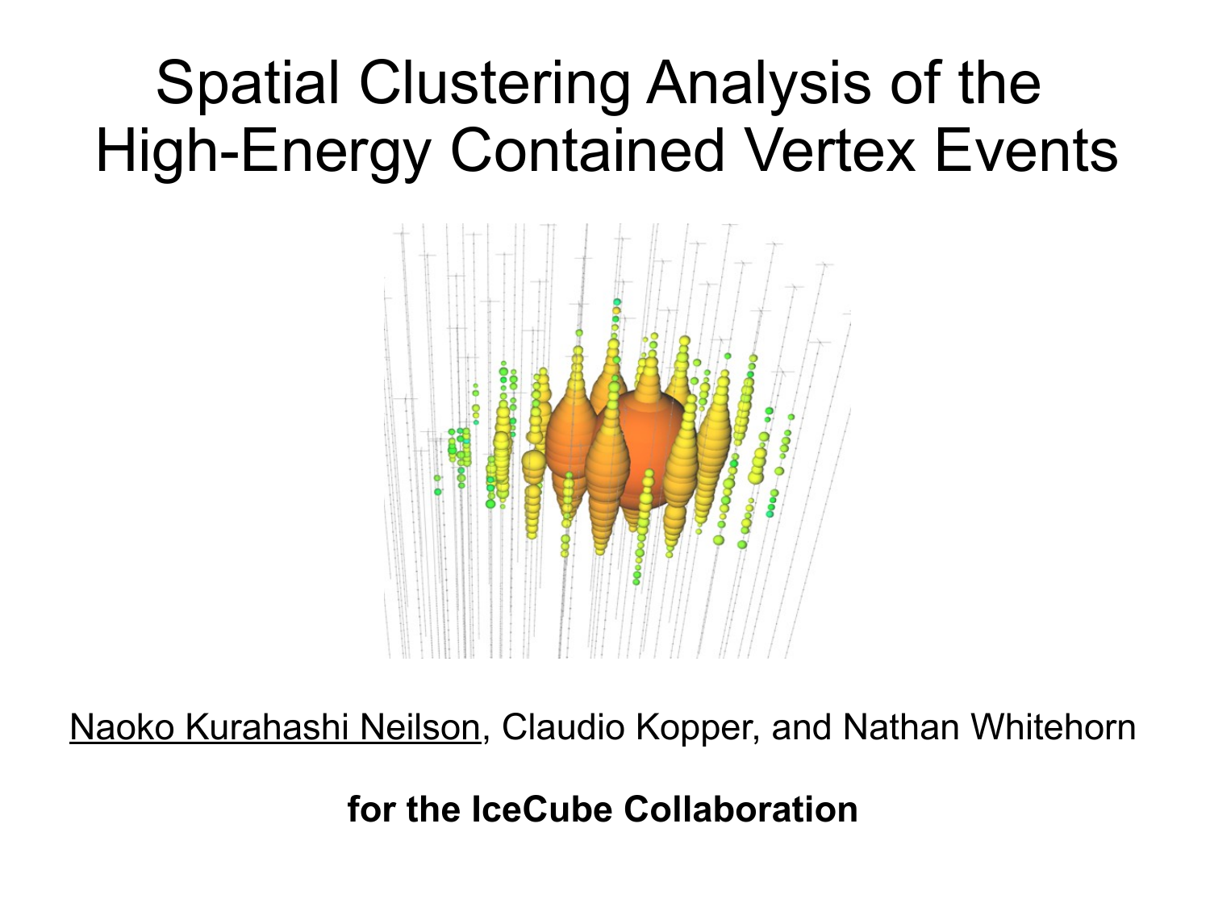# Spatial Clustering Analysis of the High-Energy Contained Vertex Events

Naoko Kurahashi Neilson, Claudio Kopper, and Nathan Whitehorn

**for the IceCube Collaboration**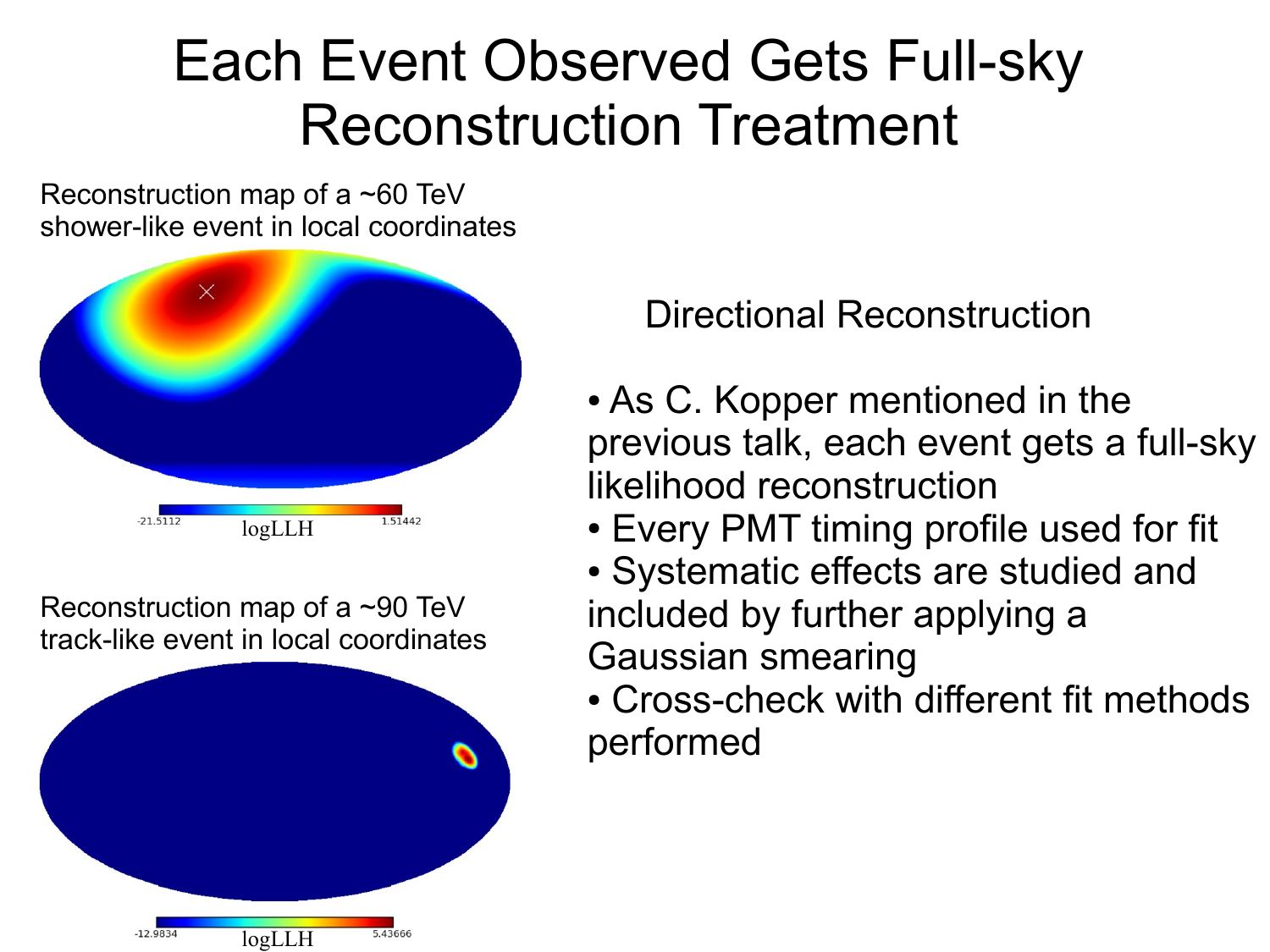# Each Event Observed Gets Full-sky Reconstruction Treatment

Reconstruction map of a ~60 TeV shower-like event in local coordinates

-21.5112 logLLH 1.51442

Reconstruction map of a ~90 TeV track-like event in local coordinates

-12.9834 logLLH 5.43666

## Directional Reconstruction

- As C. Kopper mentioned in the previous talk, each event gets a full-sky likelihood reconstruction
- Every PMT timing profile used for fit
- Systematic effects are studied and included by further applying a Gaussian smearing
- Cross-check with different fit methods performed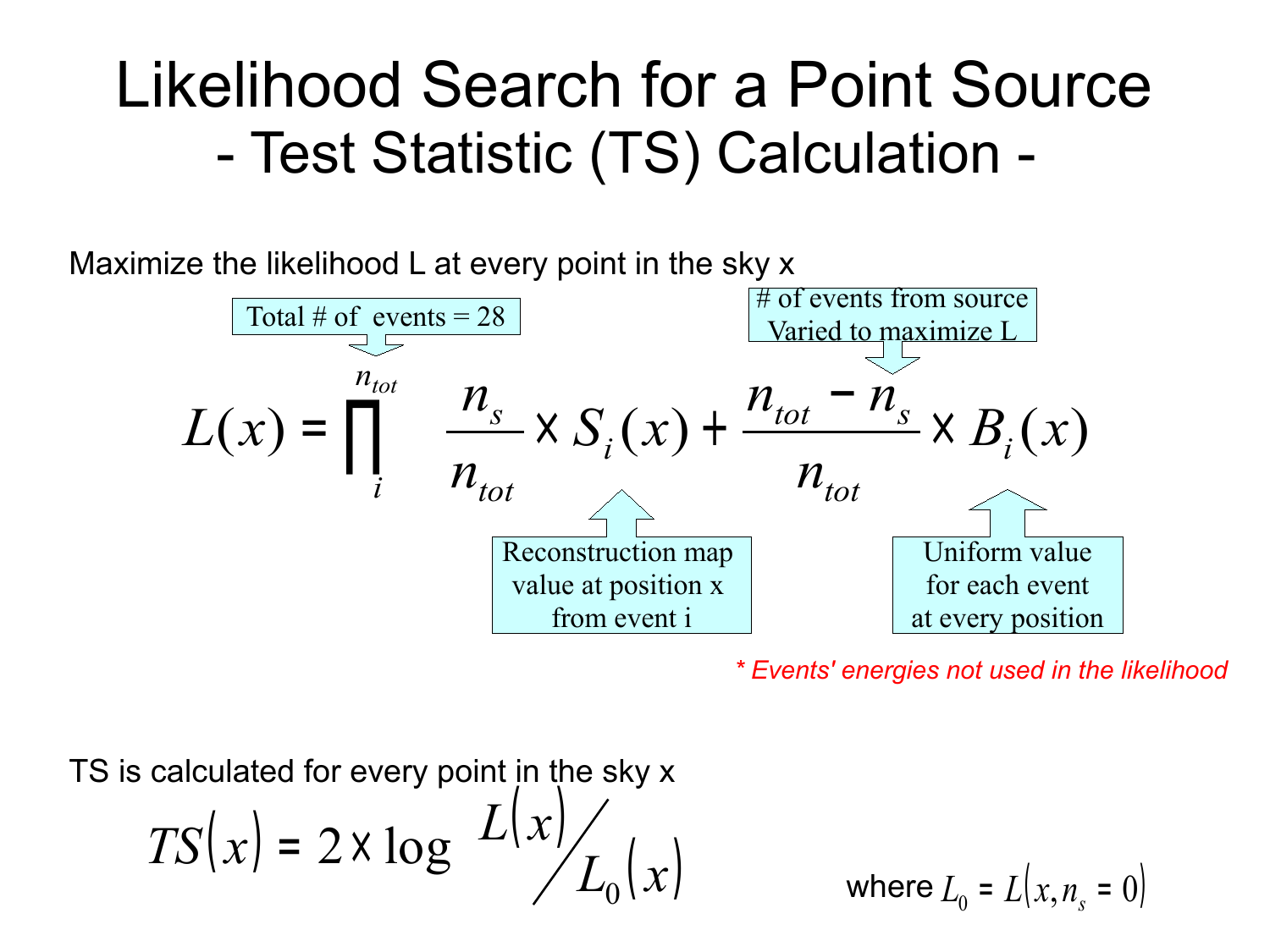# Likelihood Search for a Point Source

## - Test Statistic (TS) Calculation -

Maximize the likelihood L at every point in the sky x

$$L(x) = \prod_{i}^{n_{tot}} \frac{n_s}{n_{tot}} \times S_i(x) + \frac{n_{tot} - n_s}{n_{tot}} \times B_i(x)$$

- $n_{tot}$: Total # of events = 28
- $n_s$: # of events from source, Varied to maximize L
- $S_i(x)$: Reconstruction map value at position x from event i
- $B_i(x)$: Uniform value for each event at every position

*\* Events' energies not used in the likelihood*

TS is calculated for every point in the sky x

$$TS(x) = 2 \times \log \frac{L(x)}{L_0(x)}$$

where $L_0 = L(x, n_s = 0)$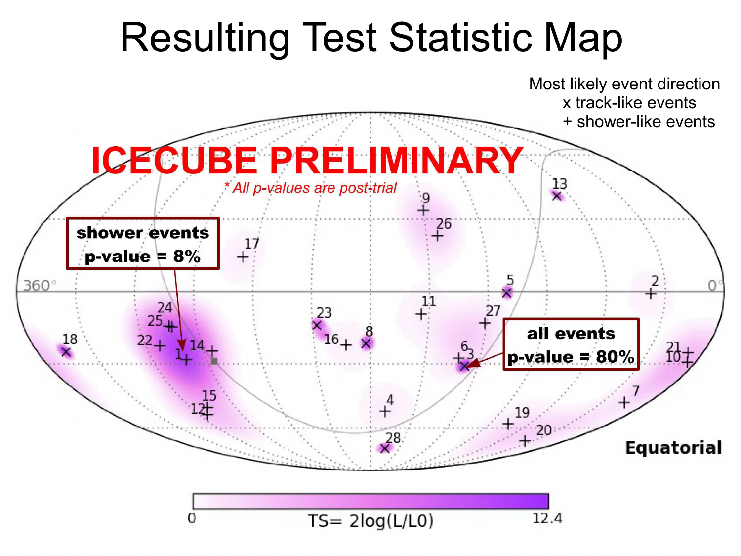# Resulting Test Statistic Map

Most likely event direction
x track-like events
+ shower-like events

**ICECUBE PRELIMINARY**

*\* All p-values are post-trial*

**shower events**
**p-value = 8%**

**all events**
**p-value = 80%**

360° 0°

**Equatorial**

0 TS= 2log(L/L0) 12.4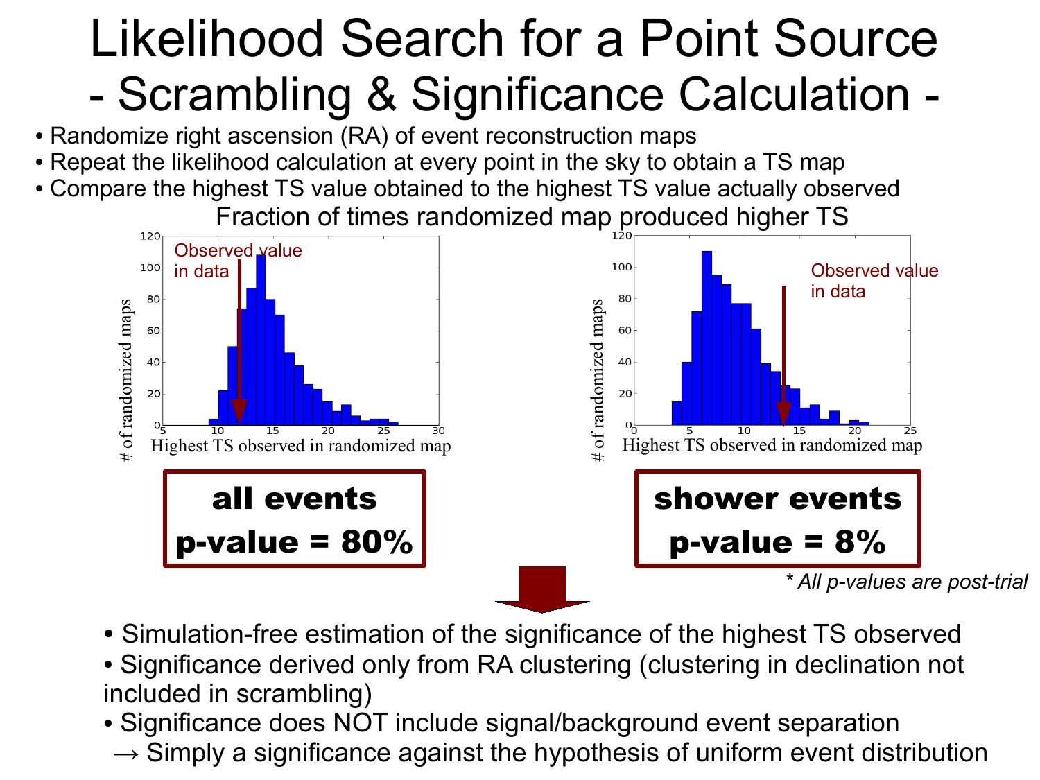# Likelihood Search for a Point Source

## - Scrambling & Significance Calculation -

- Randomize right ascension (RA) of event reconstruction maps
- Repeat the likelihood calculation at every point in the sky to obtain a TS map
- Compare the highest TS value obtained to the highest TS value actually observed

Fraction of times randomized map produced higher TS

Observed value in data

\# of randomized maps

Highest TS observed in randomized map

**all events**

**p-value = 80%**

Observed value in data

\# of randomized maps

Highest TS observed in randomized map

**shower events**

**p-value = 8%**

*\* All p-values are post-trial*

- Simulation-free estimation of the significance of the highest TS observed
- Significance derived only from RA clustering (clustering in declination not included in scrambling)
- Significance does NOT include signal/background event separation

→ Simply a significance against the hypothesis of uniform event distribution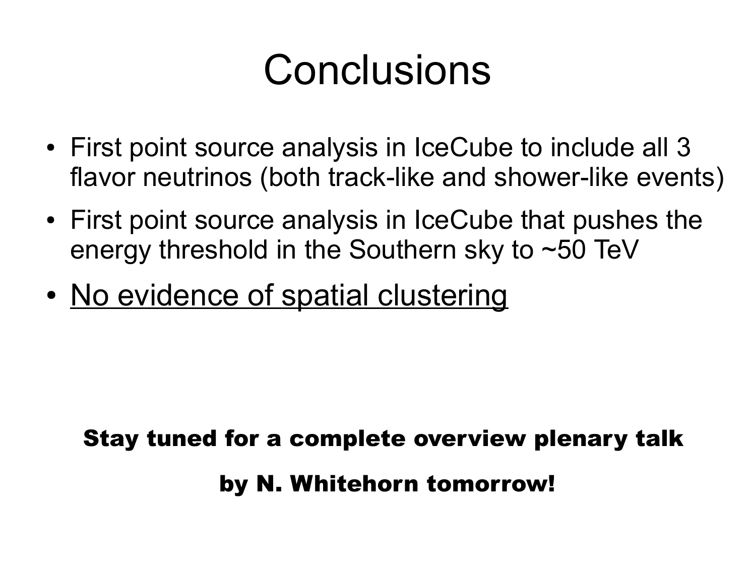# Conclusions

- First point source analysis in IceCube to include all 3 flavor neutrinos (both track-like and shower-like events)
- First point source analysis in IceCube that pushes the energy threshold in the Southern sky to ~50 TeV
- <u>No evidence of spatial clustering</u>

**Stay tuned for a complete overview plenary talk**

**by N. Whitehorn tomorrow!**